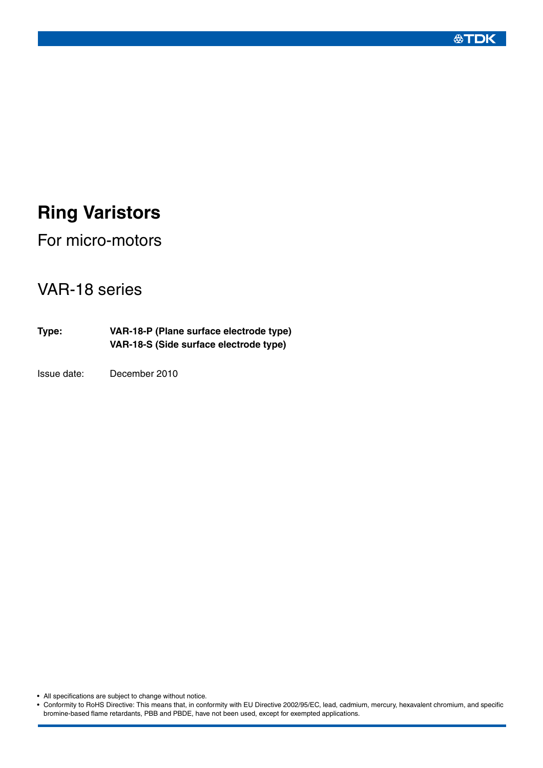# Ring Varistors

For micro-motors

## VAR-18 series

**Type:** **VAR-18-P (Plane surface electrode type)**
**VAR-18-S (Side surface electrode type)**

Issue date: December 2010

- All specifications are subject to change without notice.
- Conformity to RoHS Directive: This means that, in conformity with EU Directive 2002/95/EC, lead, cadmium, mercury, hexavalent chromium, and specific bromine-based flame retardants, PBB and PBDE, have not been used, except for exempted applications.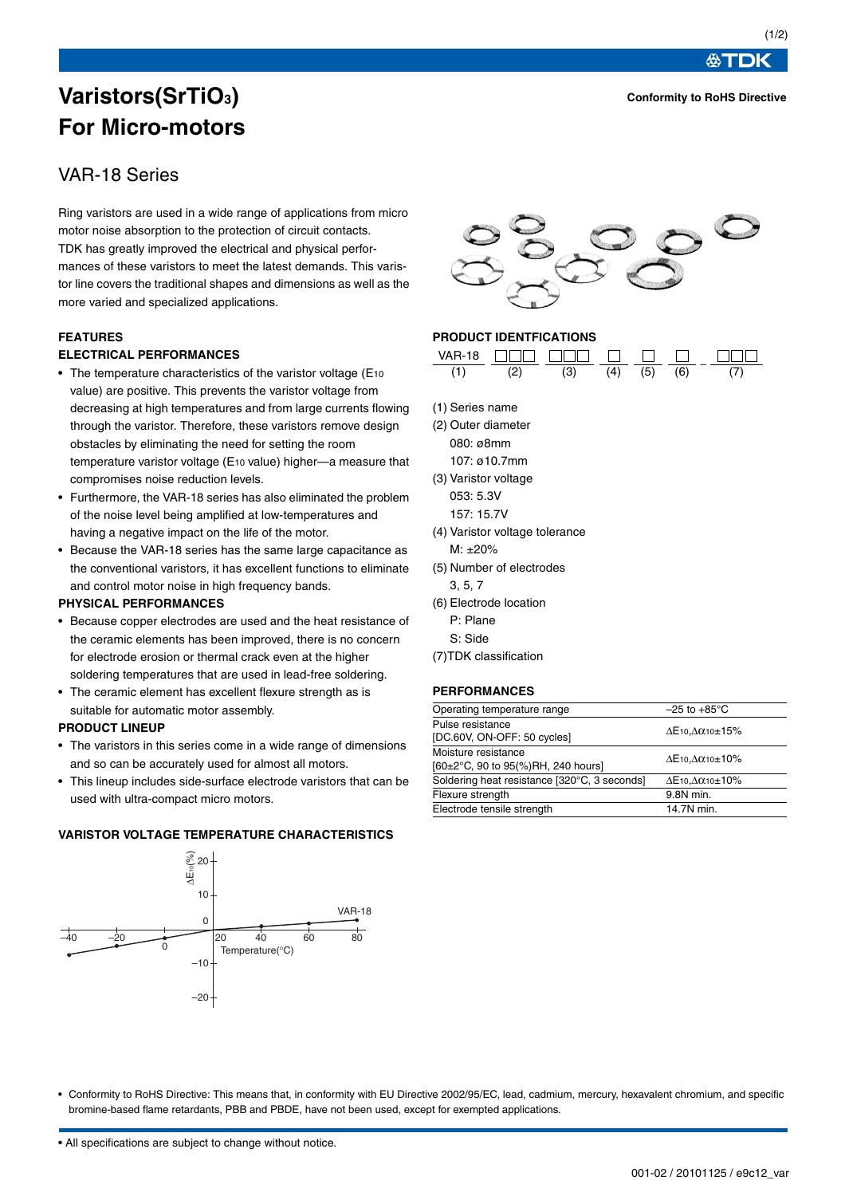# Varistors($SrTiO_3$) For Micro-motors

Conformity to RoHS Directive

## VAR-18 Series

Ring varistors are used in a wide range of applications from micro motor noise absorption to the protection of circuit contacts. TDK has greatly improved the electrical and physical performances of these varistors to meet the latest demands. This varistor line covers the traditional shapes and dimensions as well as the more varied and specialized applications.

### FEATURES

#### ELECTRICAL PERFORMANCES

- The temperature characteristics of the varistor voltage ($E_{10}$ value) are positive. This prevents the varistor voltage from decreasing at high temperatures and from large currents flowing through the varistor. Therefore, these varistors remove design obstacles by eliminating the need for setting the room temperature varistor voltage ($E_{10}$ value) higher—a measure that compromises noise reduction levels.
- Furthermore, the VAR-18 series has also eliminated the problem of the noise level being amplified at low-temperatures and having a negative impact on the life of the motor.
- Because the VAR-18 series has the same large capacitance as the conventional varistors, it has excellent functions to eliminate and control motor noise in high frequency bands.

#### PHYSICAL PERFORMANCES

- Because copper electrodes are used and the heat resistance of the ceramic elements has been improved, there is no concern for electrode erosion or thermal crack even at the higher soldering temperatures that are used in lead-free soldering.
- The ceramic element has excellent flexure strength as is suitable for automatic motor assembly.

#### PRODUCT LINEUP

- The varistors in this series come in a wide range of dimensions and so can be accurately used for almost all motors.
- This lineup includes side-surface electrode varistors that can be used with ultra-compact micro motors.

### VARISTOR VOLTAGE TEMPERATURE CHARACTERISTICS

### PRODUCT IDENTFICATIONS

| VAR-18 | □□□ | □□□ | □ | □ | □ | – | □□□ |
|---|---|---|---|---|---|---|---|
| (1) | (2) | (3) | (4) | (5) | (6) | | (7) |

(1) Series name

(2) Outer diameter
- 080: ø8mm
- 107: ø10.7mm

(3) Varistor voltage
- 053: 5.3V
- 157: 15.7V

(4) Varistor voltage tolerance
- M: ±20%

(5) Number of electrodes
- 3, 5, 7

(6) Electrode location
- P: Plane
- S: Side

(7)TDK classification

### PERFORMANCES

| Item | Performance |
|---|---|
| Operating temperature range | –25 to +85°C |
| Pulse resistance [DC.60V, ON-OFF: 50 cycles] | $\Delta E_{10}, \Delta\alpha_{10}$±15% |
| Moisture resistance [60±2°C, 90 to 95(%)RH, 240 hours] | $\Delta E_{10}, \Delta\alpha_{10}$±10% |
| Soldering heat resistance [320°C, 3 seconds] | $\Delta E_{10}, \Delta\alpha_{10}$±10% |
| Flexure strength | 9.8N min. |
| Electrode tensile strength | 14.7N min. |

- Conformity to RoHS Directive: This means that, in conformity with EU Directive 2002/95/EC, lead, cadmium, mercury, hexavalent chromium, and specific bromine-based flame retardants, PBB and PBDE, have not been used, except for exempted applications.

- All specifications are subject to change without notice.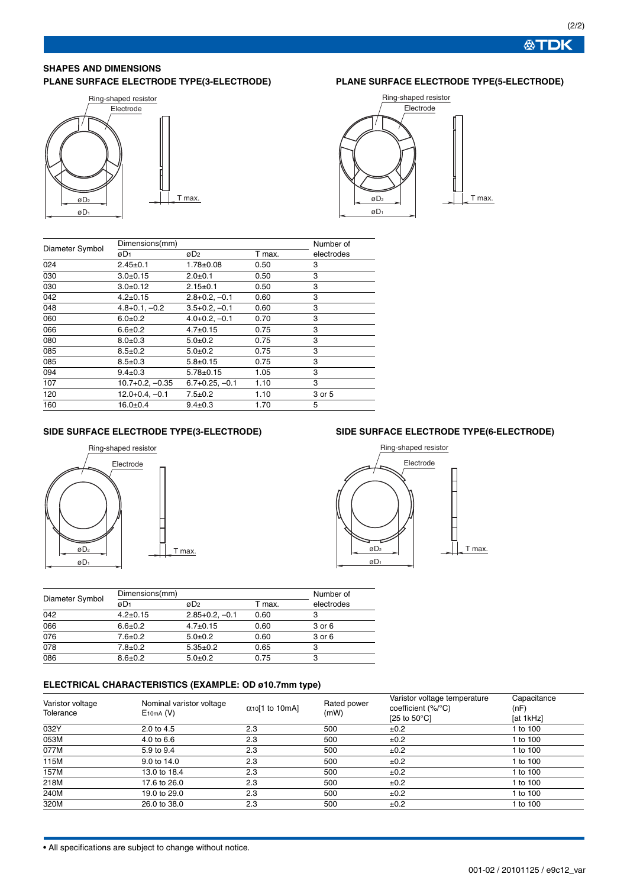## SHAPES AND DIMENSIONS

### PLANE SURFACE ELECTRODE TYPE(3-ELECTRODE)

Ring-shaped resistor
Electrode
øD2
øD1
T max.

### PLANE SURFACE ELECTRODE TYPE(5-ELECTRODE)

Ring-shaped resistor
Electrode
øD2
øD1
T max.

| Diameter Symbol | Dimensions(mm) | | | Number of electrodes |
|---|---|---|---|---|
| | øD1 | øD2 | T max. | |
| 024 | 2.45±0.1 | 1.78±0.08 | 0.50 | 3 |
| 030 | 3.0±0.15 | 2.0±0.1 | 0.50 | 3 |
| 030 | 3.0±0.12 | 2.15±0.1 | 0.50 | 3 |
| 042 | 4.2±0.15 | 2.8+0.2, –0.1 | 0.60 | 3 |
| 048 | 4.8+0.1, –0.2 | 3.5+0.2, –0.1 | 0.60 | 3 |
| 060 | 6.0±0.2 | 4.0+0.2, –0.1 | 0.70 | 3 |
| 066 | 6.6±0.2 | 4.7±0.15 | 0.75 | 3 |
| 080 | 8.0±0.3 | 5.0±0.2 | 0.75 | 3 |
| 085 | 8.5±0.2 | 5.0±0.2 | 0.75 | 3 |
| 085 | 8.5±0.3 | 5.8±0.15 | 0.75 | 3 |
| 094 | 9.4±0.3 | 5.78±0.15 | 1.05 | 3 |
| 107 | 10.7+0.2, –0.35 | 6.7+0.25, –0.1 | 1.10 | 3 |
| 120 | 12.0+0.4, –0.1 | 7.5±0.2 | 1.10 | 3 or 5 |
| 160 | 16.0±0.4 | 9.4±0.3 | 1.70 | 5 |

### SIDE SURFACE ELECTRODE TYPE(3-ELECTRODE)

Ring-shaped resistor
Electrode
øD2
øD1
T max.

### SIDE SURFACE ELECTRODE TYPE(6-ELECTRODE)

Ring-shaped resistor
Electrode
øD2
øD1
T max.

| Diameter Symbol | Dimensions(mm) | | | Number of electrodes |
|---|---|---|---|---|
| | øD1 | øD2 | T max. | |
| 042 | 4.2±0.15 | 2.85+0.2, –0.1 | 0.60 | 3 |
| 066 | 6.6±0.2 | 4.7±0.15 | 0.60 | 3 or 6 |
| 076 | 7.6±0.2 | 5.0±0.2 | 0.60 | 3 or 6 |
| 078 | 7.8±0.2 | 5.35±0.2 | 0.65 | 3 |
| 086 | 8.6±0.2 | 5.0±0.2 | 0.75 | 3 |

## ELECTRICAL CHARACTERISTICS (EXAMPLE: OD ø10.7mm type)

| Varistor voltage Tolerance | Nominal varistor voltage $E_{10mA}$ (V) | $\alpha_{10}$[1 to 10mA] | Rated power (mW) | Varistor voltage temperature coefficient (%/°C) [25 to 50°C] | Capacitance (nF) [at 1kHz] |
|---|---|---|---|---|---|
| 032Y | 2.0 to 4.5 | 2.3 | 500 | ±0.2 | 1 to 100 |
| 053M | 4.0 to 6.6 | 2.3 | 500 | ±0.2 | 1 to 100 |
| 077M | 5.9 to 9.4 | 2.3 | 500 | ±0.2 | 1 to 100 |
| 115M | 9.0 to 14.0 | 2.3 | 500 | ±0.2 | 1 to 100 |
| 157M | 13.0 to 18.4 | 2.3 | 500 | ±0.2 | 1 to 100 |
| 218M | 17.6 to 26.0 | 2.3 | 500 | ±0.2 | 1 to 100 |
| 240M | 19.0 to 29.0 | 2.3 | 500 | ±0.2 | 1 to 100 |
| 320M | 26.0 to 38.0 | 2.3 | 500 | ±0.2 | 1 to 100 |

• All specifications are subject to change without notice.

001-02 / 20101125 / e9c12_var